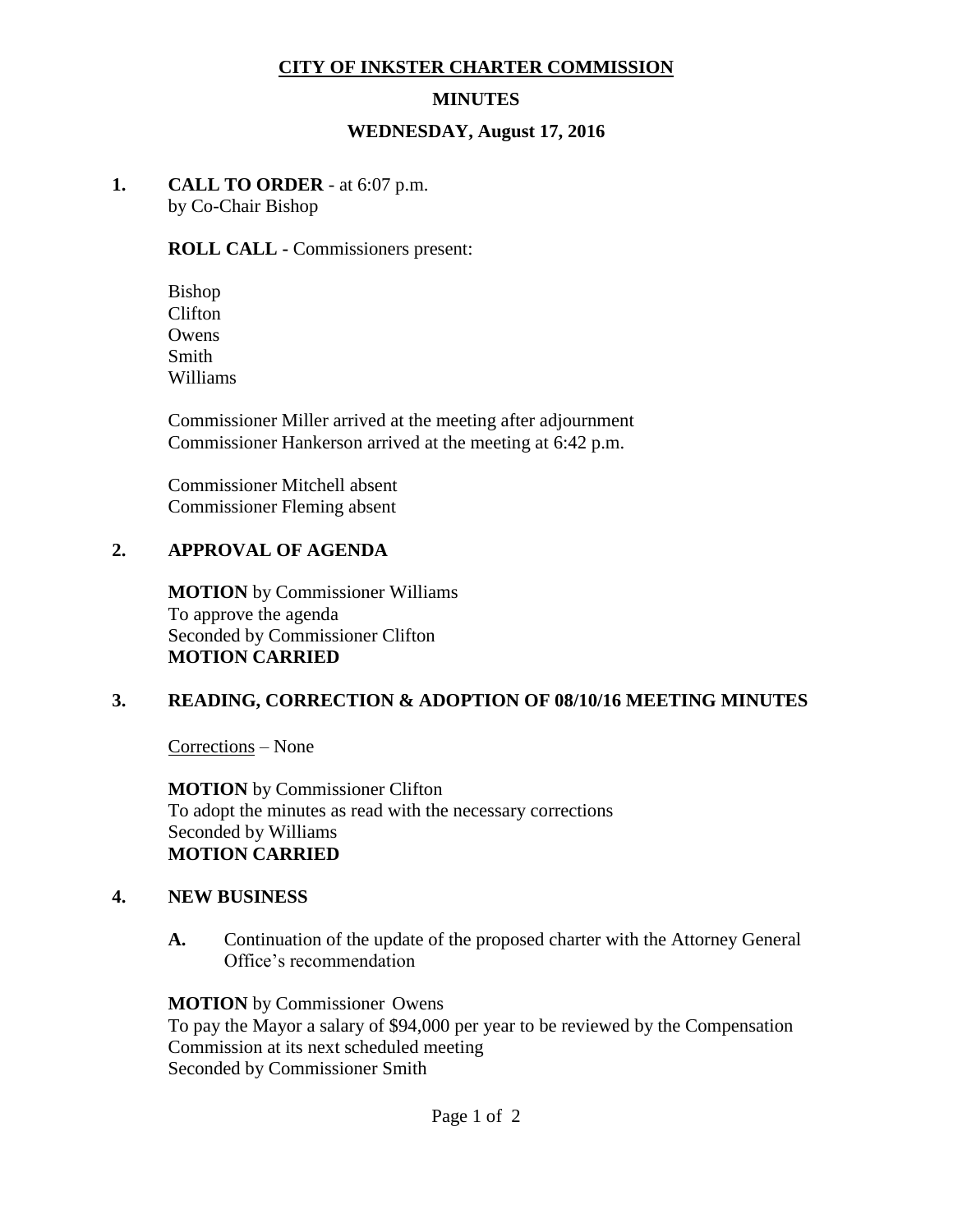# CITY OF INKSTER CHARTER COMMISSION

## MINUTES

### WEDNESDAY, August 17, 2016

**1. CALL TO ORDER** - at 6:07 p.m.
by Co-Chair Bishop

**ROLL CALL -** Commissioners present:

Bishop
Clifton
Owens
Smith
Williams

Commissioner Miller arrived at the meeting after adjournment
Commissioner Hankerson arrived at the meeting at 6:42 p.m.

Commissioner Mitchell absent
Commissioner Fleming absent

**2. APPROVAL OF AGENDA**

**MOTION** by Commissioner Williams
To approve the agenda
Seconded by Commissioner Clifton
**MOTION CARRIED**

**3. READING, CORRECTION & ADOPTION OF 08/10/16 MEETING MINUTES**

Corrections – None

**MOTION** by Commissioner Clifton
To adopt the minutes as read with the necessary corrections
Seconded by Williams
**MOTION CARRIED**

**4. NEW BUSINESS**

**A.** Continuation of the update of the proposed charter with the Attorney General Office's recommendation

**MOTION** by Commissioner Owens
To pay the Mayor a salary of $94,000 per year to be reviewed by the Compensation Commission at its next scheduled meeting
Seconded by Commissioner Smith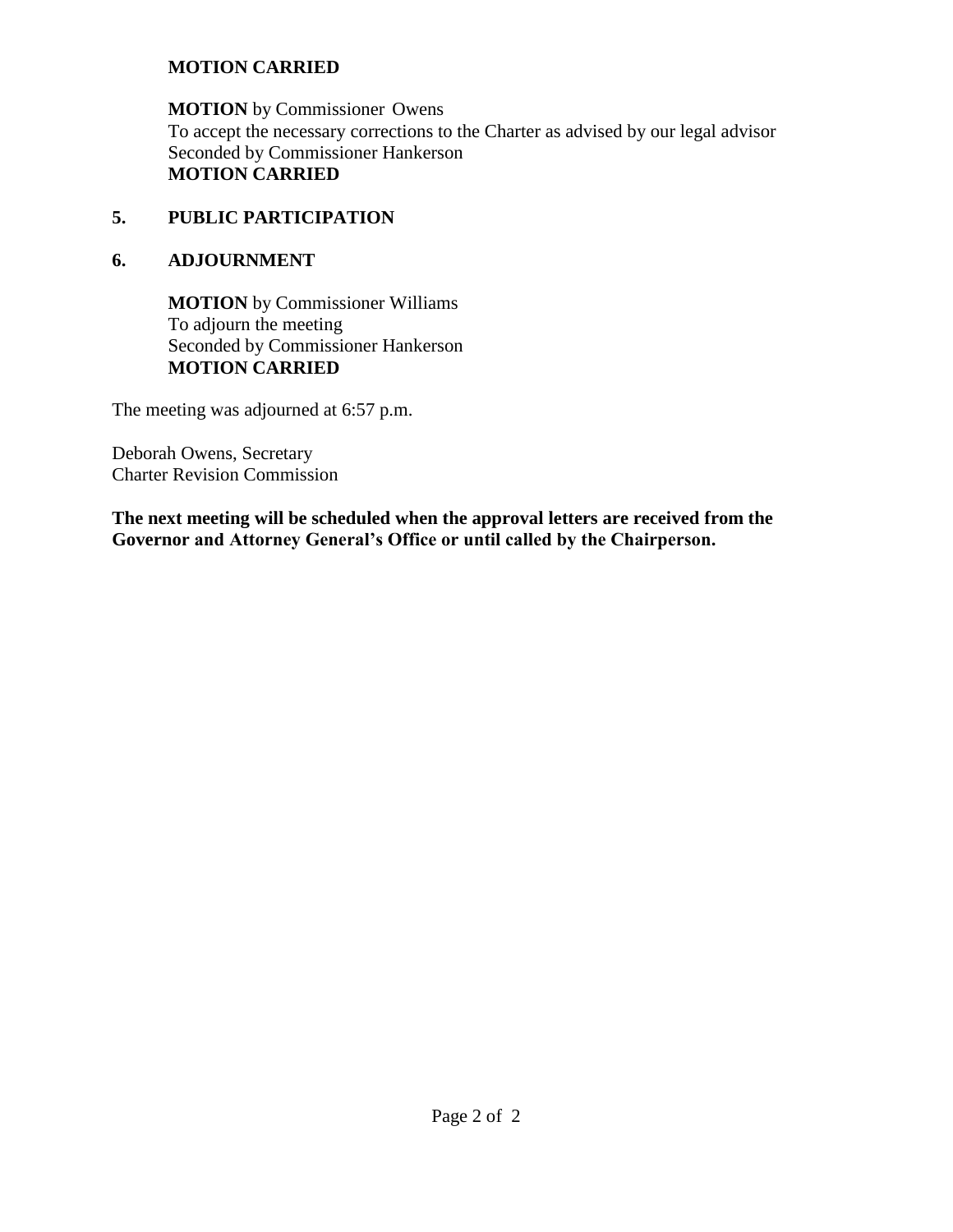**MOTION CARRIED**

**MOTION** by Commissioner Owens
To accept the necessary corrections to the Charter as advised by our legal advisor
Seconded by Commissioner Hankerson
**MOTION CARRIED**

## 5. PUBLIC PARTICIPATION

## 6. ADJOURNMENT

**MOTION** by Commissioner Williams
To adjourn the meeting
Seconded by Commissioner Hankerson
**MOTION CARRIED**

The meeting was adjourned at 6:57 p.m.

Deborah Owens, Secretary
Charter Revision Commission

**The next meeting will be scheduled when the approval letters are received from the Governor and Attorney General's Office or until called by the Chairperson.**